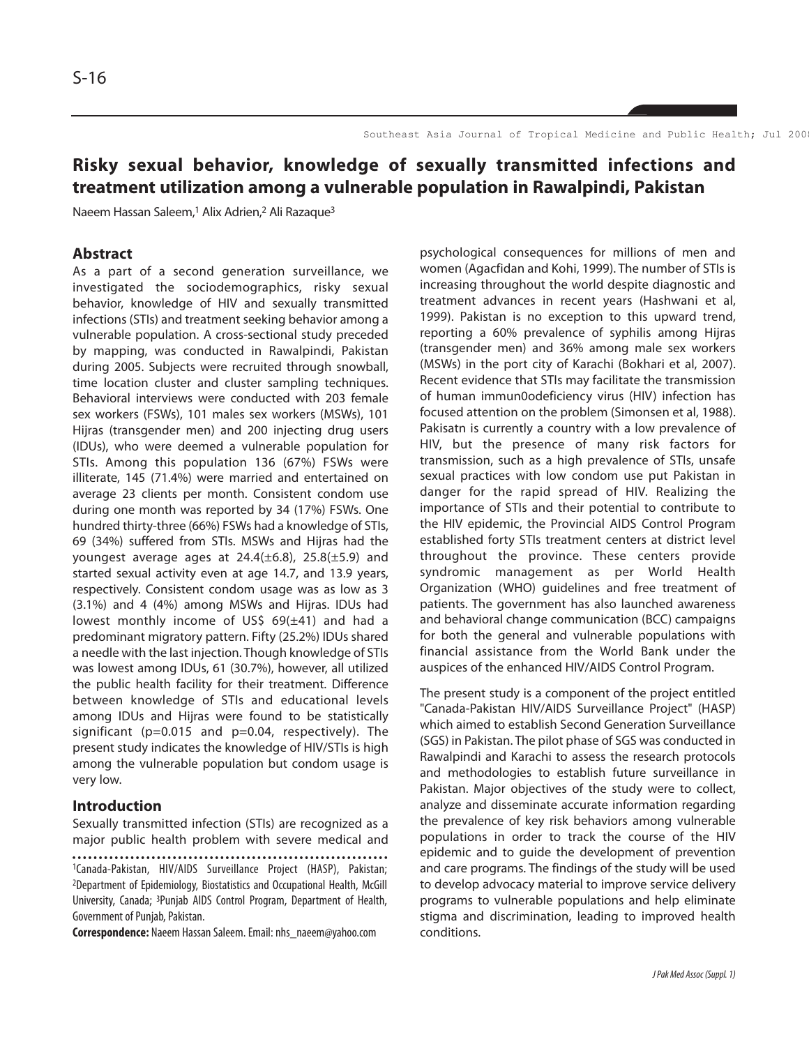# Risky sexual behavior, knowledge of sexually transmitted infections and treatment utilization among a vulnerable population in Rawalpindi, Pakistan

Naeem Hassan Saleem,[1] Alix Adrien,[2] Ali Razaque[3]

## Abstract

As a part of a second generation surveillance, we investigated the sociodemographics, risky sexual behavior, knowledge of HIV and sexually transmitted infections (STIs) and treatment seeking behavior among a vulnerable population. A cross-sectional study preceded by mapping, was conducted in Rawalpindi, Pakistan during 2005. Subjects were recruited through snowball, time location cluster and cluster sampling techniques. Behavioral interviews were conducted with 203 female sex workers (FSWs), 101 males sex workers (MSWs), 101 Hijras (transgender men) and 200 injecting drug users (IDUs), who were deemed a vulnerable population for STIs. Among this population 136 (67%) FSWs were illiterate, 145 (71.4%) were married and entertained on average 23 clients per month. Consistent condom use during one month was reported by 34 (17%) FSWs. One hundred thirty-three (66%) FSWs had a knowledge of STIs, 69 (34%) suffered from STIs. MSWs and Hijras had the youngest average ages at 24.4(±6.8), 25.8(±5.9) and started sexual activity even at age 14.7, and 13.9 years, respectively. Consistent condom usage was as low as 3 (3.1%) and 4 (4%) among MSWs and Hijras. IDUs had lowest monthly income of US$ 69(±41) and had a predominant migratory pattern. Fifty (25.2%) IDUs shared a needle with the last injection. Though knowledge of STIs was lowest among IDUs, 61 (30.7%), however, all utilized the public health facility for their treatment. Difference between knowledge of STIs and educational levels among IDUs and Hijras were found to be statistically significant ($p=0.015$ and $p=0.04$, respectively). The present study indicates the knowledge of HIV/STIs is high among the vulnerable population but condom usage is very low.

## Introduction

Sexually transmitted infection (STIs) are recognized as a major public health problem with severe medical and psychological consequences for millions of men and women (Agacfidan and Kohi, 1999). The number of STIs is increasing throughout the world despite diagnostic and treatment advances in recent years (Hashwani et al, 1999). Pakistan is no exception to this upward trend, reporting a 60% prevalence of syphilis among Hijras (transgender men) and 36% among male sex workers (MSWs) in the port city of Karachi (Bokhari et al, 2007). Recent evidence that STIs may facilitate the transmission of human immun0odeficiency virus (HIV) infection has focused attention on the problem (Simonsen et al, 1988). Pakisatn is currently a country with a low prevalence of HIV, but the presence of many risk factors for transmission, such as a high prevalence of STIs, unsafe sexual practices with low condom use put Pakistan in danger for the rapid spread of HIV. Realizing the importance of STIs and their potential to contribute to the HIV epidemic, the Provincial AIDS Control Program established forty STIs treatment centers at district level throughout the province. These centers provide syndromic management as per World Health Organization (WHO) guidelines and free treatment of patients. The government has also launched awareness and behavioral change communication (BCC) campaigns for both the general and vulnerable populations with financial assistance from the World Bank under the auspices of the enhanced HIV/AIDS Control Program.

The present study is a component of the project entitled "Canada-Pakistan HIV/AIDS Surveillance Project" (HASP) which aimed to establish Second Generation Surveillance (SGS) in Pakistan. The pilot phase of SGS was conducted in Rawalpindi and Karachi to assess the research protocols and methodologies to establish future surveillance in Pakistan. Major objectives of the study were to collect, analyze and disseminate accurate information regarding the prevalence of key risk behaviors among vulnerable populations in order to track the course of the HIV epidemic and to guide the development of prevention and care programs. The findings of the study will be used to develop advocacy material to improve service delivery programs to vulnerable populations and help eliminate stigma and discrimination, leading to improved health conditions.

---

[1]Canada-Pakistan, HIV/AIDS Surveillance Project (HASP), Pakistan; [2]Department of Epidemiology, Biostatistics and Occupational Health, McGill University, Canada; [3]Punjab AIDS Control Program, Department of Health, Government of Punjab, Pakistan.

**Correspondence:** Naeem Hassan Saleem. Email: nhs_naeem@yahoo.com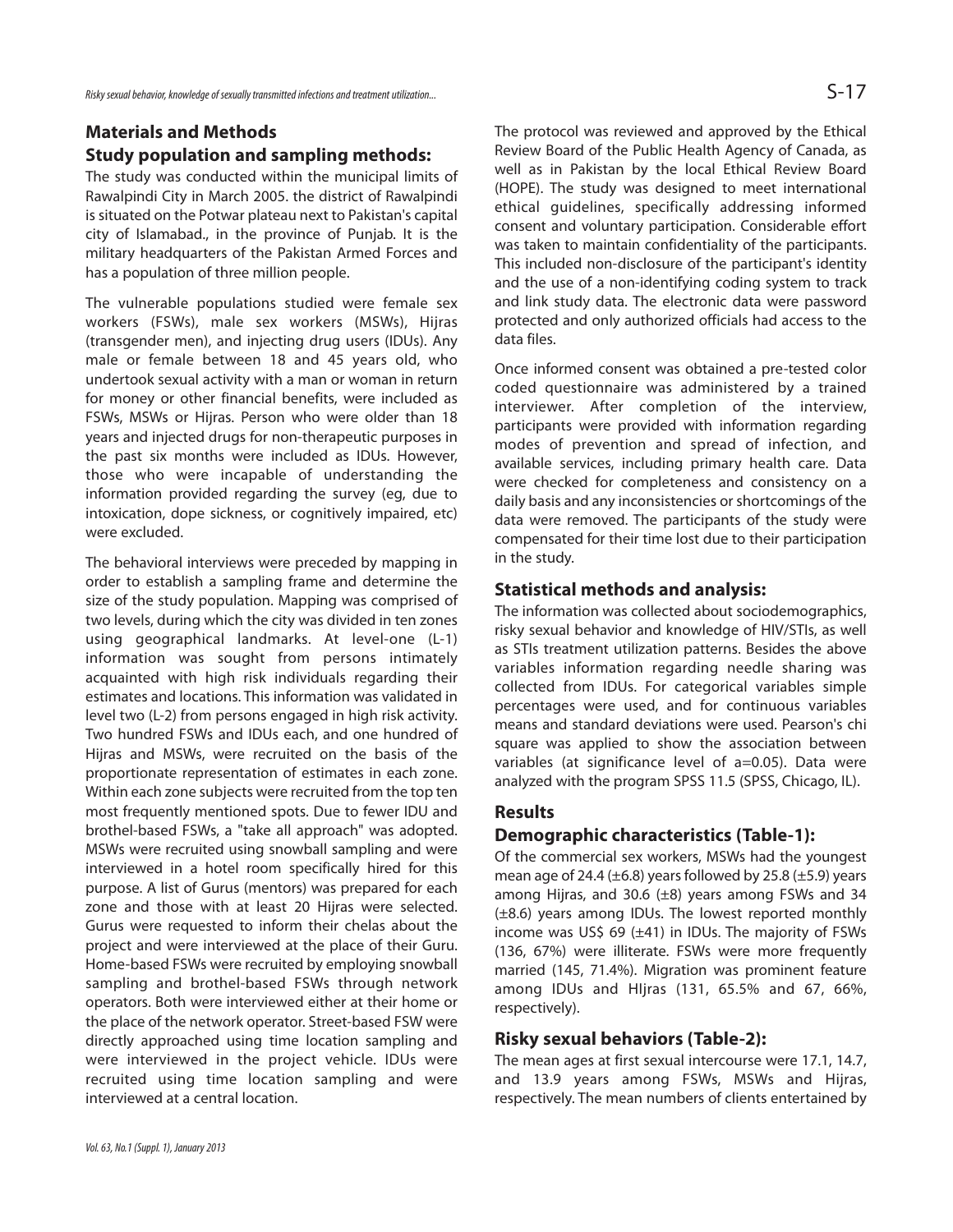## Materials and Methods

### Study population and sampling methods:

The study was conducted within the municipal limits of Rawalpindi City in March 2005. the district of Rawalpindi is situated on the Potwar plateau next to Pakistan's capital city of Islamabad., in the province of Punjab. It is the military headquarters of the Pakistan Armed Forces and has a population of three million people.

The vulnerable populations studied were female sex workers (FSWs), male sex workers (MSWs), Hijras (transgender men), and injecting drug users (IDUs). Any male or female between 18 and 45 years old, who undertook sexual activity with a man or woman in return for money or other financial benefits, were included as FSWs, MSWs or Hijras. Person who were older than 18 years and injected drugs for non-therapeutic purposes in the past six months were included as IDUs. However, those who were incapable of understanding the information provided regarding the survey (eg, due to intoxication, dope sickness, or cognitively impaired, etc) were excluded.

The behavioral interviews were preceded by mapping in order to establish a sampling frame and determine the size of the study population. Mapping was comprised of two levels, during which the city was divided in ten zones using geographical landmarks. At level-one (L-1) information was sought from persons intimately acquainted with high risk individuals regarding their estimates and locations. This information was validated in level two (L-2) from persons engaged in high risk activity. Two hundred FSWs and IDUs each, and one hundred of Hijras and MSWs, were recruited on the basis of the proportionate representation of estimates in each zone. Within each zone subjects were recruited from the top ten most frequently mentioned spots. Due to fewer IDU and brothel-based FSWs, a "take all approach" was adopted. MSWs were recruited using snowball sampling and were interviewed in a hotel room specifically hired for this purpose. A list of Gurus (mentors) was prepared for each zone and those with at least 20 Hijras were selected. Gurus were requested to inform their chelas about the project and were interviewed at the place of their Guru. Home-based FSWs were recruited by employing snowball sampling and brothel-based FSWs through network operators. Both were interviewed either at their home or the place of the network operator. Street-based FSW were directly approached using time location sampling and were interviewed in the project vehicle. IDUs were recruited using time location sampling and were interviewed at a central location.

The protocol was reviewed and approved by the Ethical Review Board of the Public Health Agency of Canada, as well as in Pakistan by the local Ethical Review Board (HOPE). The study was designed to meet international ethical guidelines, specifically addressing informed consent and voluntary participation. Considerable effort was taken to maintain confidentiality of the participants. This included non-disclosure of the participant's identity and the use of a non-identifying coding system to track and link study data. The electronic data were password protected and only authorized officials had access to the data files.

Once informed consent was obtained a pre-tested color coded questionnaire was administered by a trained interviewer. After completion of the interview, participants were provided with information regarding modes of prevention and spread of infection, and available services, including primary health care. Data were checked for completeness and consistency on a daily basis and any inconsistencies or shortcomings of the data were removed. The participants of the study were compensated for their time lost due to their participation in the study.

### Statistical methods and analysis:

The information was collected about sociodemographics, risky sexual behavior and knowledge of HIV/STIs, as well as STIs treatment utilization patterns. Besides the above variables information regarding needle sharing was collected from IDUs. For categorical variables simple percentages were used, and for continuous variables means and standard deviations were used. Pearson's chi square was applied to show the association between variables (at significance level of a=0.05). Data were analyzed with the program SPSS 11.5 (SPSS, Chicago, IL).

## Results

### Demographic characteristics (Table-1):

Of the commercial sex workers, MSWs had the youngest mean age of 24.4 (±6.8) years followed by 25.8 (±5.9) years among Hijras, and 30.6 (±8) years among FSWs and 34 (±8.6) years among IDUs. The lowest reported monthly income was US$ 69 (±41) in IDUs. The majority of FSWs (136, 67%) were illiterate. FSWs were more frequently married (145, 71.4%). Migration was prominent feature among IDUs and HIjras (131, 65.5% and 67, 66%, respectively).

### Risky sexual behaviors (Table-2):

The mean ages at first sexual intercourse were 17.1, 14.7, and 13.9 years among FSWs, MSWs and Hijras, respectively. The mean numbers of clients entertained by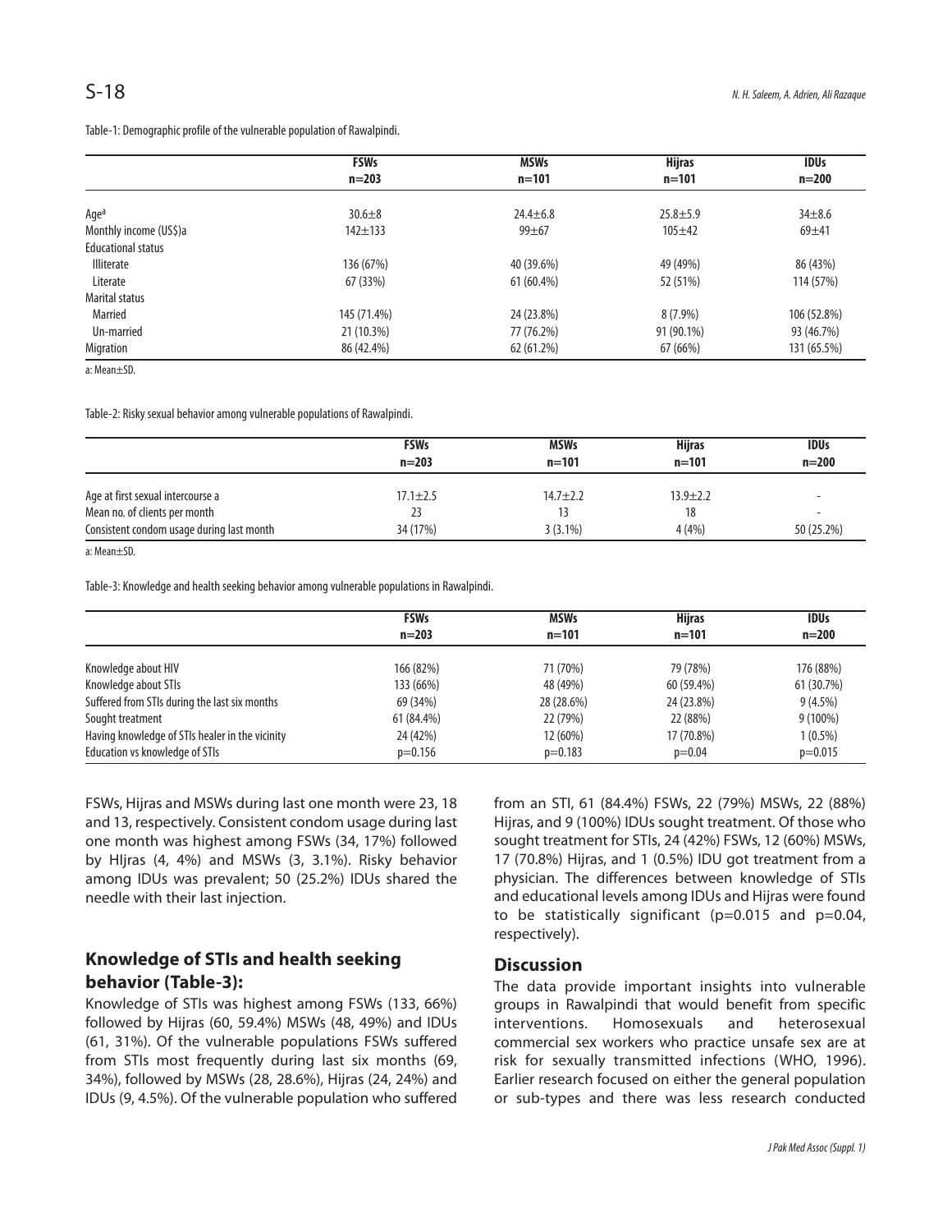Table-1: Demographic profile of the vulnerable population of Rawalpindi.

| | FSWs n=203 | MSWs n=101 | Hijras n=101 | IDUs n=200 |
|---|---|---|---|---|
| Age[a] | 30.6±8 | 24.4±6.8 | 25.8±5.9 | 34±8.6 |
| Monthly income (US$)a | 142±133 | 99±67 | 105±42 | 69±41 |
| Educational status | | | | |
| Illiterate | 136 (67%) | 40 (39.6%) | 49 (49%) | 86 (43%) |
| Literate | 67 (33%) | 61 (60.4%) | 52 (51%) | 114 (57%) |
| Marital status | | | | |
| Married | 145 (71.4%) | 24 (23.8%) | 8 (7.9%) | 106 (52.8%) |
| Un-married | 21 (10.3%) | 77 (76.2%) | 91 (90.1%) | 93 (46.7%) |
| Migration | 86 (42.4%) | 62 (61.2%) | 67 (66%) | 131 (65.5%) |

a: Mean±SD.

Table-2: Risky sexual behavior among vulnerable populations of Rawalpindi.

| | FSWs n=203 | MSWs n=101 | Hijras n=101 | IDUs n=200 |
|---|---|---|---|---|
| Age at first sexual intercourse a | 17.1±2.5 | 14.7±2.2 | 13.9±2.2 | - |
| Mean no. of clients per month | 23 | 13 | 18 | - |
| Consistent condom usage during last month | 34 (17%) | 3 (3.1%) | 4 (4%) | 50 (25.2%) |

a: Mean±SD.

Table-3: Knowledge and health seeking behavior among vulnerable populations in Rawalpindi.

| | FSWs n=203 | MSWs n=101 | Hijras n=101 | IDUs n=200 |
|---|---|---|---|---|
| Knowledge about HIV | 166 (82%) | 71 (70%) | 79 (78%) | 176 (88%) |
| Knowledge about STIs | 133 (66%) | 48 (49%) | 60 (59.4%) | 61 (30.7%) |
| Suffered from STIs during the last six months | 69 (34%) | 28 (28.6%) | 24 (23.8%) | 9 (4.5%) |
| Sought treatment | 61 (84.4%) | 22 (79%) | 22 (88%) | 9 (100%) |
| Having knowledge of STIs healer in the vicinity | 24 (42%) | 12 (60%) | 17 (70.8%) | 1 (0.5%) |
| Education vs knowledge of STIs | p=0.156 | p=0.183 | p=0.04 | p=0.015 |

FSWs, Hijras and MSWs during last one month were 23, 18 and 13, respectively. Consistent condom usage during last one month was highest among FSWs (34, 17%) followed by HIjras (4, 4%) and MSWs (3, 3.1%). Risky behavior among IDUs was prevalent; 50 (25.2%) IDUs shared the needle with their last injection.

## Knowledge of STIs and health seeking behavior (Table-3):

Knowledge of STIs was highest among FSWs (133, 66%) followed by Hijras (60, 59.4%) MSWs (48, 49%) and IDUs (61, 31%). Of the vulnerable populations FSWs suffered from STIs most frequently during last six months (69, 34%), followed by MSWs (28, 28.6%), Hijras (24, 24%) and IDUs (9, 4.5%). Of the vulnerable population who suffered from an STI, 61 (84.4%) FSWs, 22 (79%) MSWs, 22 (88%) Hijras, and 9 (100%) IDUs sought treatment. Of those who sought treatment for STIs, 24 (42%) FSWs, 12 (60%) MSWs, 17 (70.8%) Hijras, and 1 (0.5%) IDU got treatment from a physician. The differences between knowledge of STIs and educational levels among IDUs and Hijras were found to be statistically significant (p=0.015 and p=0.04, respectively).

## Discussion

The data provide important insights into vulnerable groups in Rawalpindi that would benefit from specific interventions. Homosexuals and heterosexual commercial sex workers who practice unsafe sex are at risk for sexually transmitted infections (WHO, 1996). Earlier research focused on either the general population or sub-types and there was less research conducted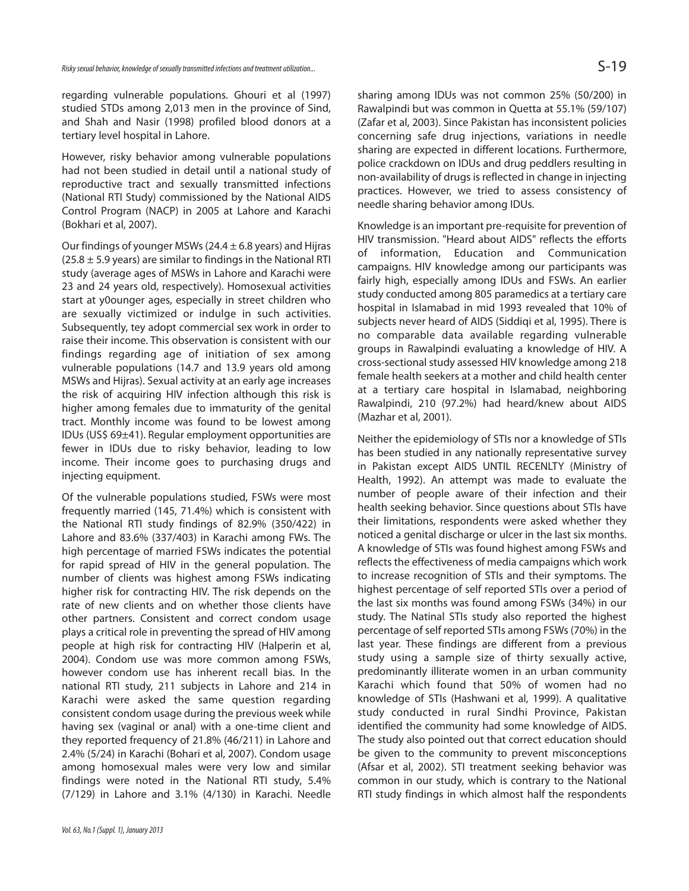regarding vulnerable populations. Ghouri et al (1997) studied STDs among 2,013 men in the province of Sind, and Shah and Nasir (1998) profiled blood donors at a tertiary level hospital in Lahore.

However, risky behavior among vulnerable populations had not been studied in detail until a national study of reproductive tract and sexually transmitted infections (National RTI Study) commissioned by the National AIDS Control Program (NACP) in 2005 at Lahore and Karachi (Bokhari et al, 2007).

Our findings of younger MSWs (24.4 ± 6.8 years) and Hijras (25.8 ± 5.9 years) are similar to findings in the National RTI study (average ages of MSWs in Lahore and Karachi were 23 and 24 years old, respectively). Homosexual activities start at y0ounger ages, especially in street children who are sexually victimized or indulge in such activities. Subsequently, tey adopt commercial sex work in order to raise their income. This observation is consistent with our findings regarding age of initiation of sex among vulnerable populations (14.7 and 13.9 years old among MSWs and Hijras). Sexual activity at an early age increases the risk of acquiring HIV infection although this risk is higher among females due to immaturity of the genital tract. Monthly income was found to be lowest among IDUs (US$ 69±41). Regular employment opportunities are fewer in IDUs due to risky behavior, leading to low income. Their income goes to purchasing drugs and injecting equipment.

Of the vulnerable populations studied, FSWs were most frequently married (145, 71.4%) which is consistent with the National RTI study findings of 82.9% (350/422) in Lahore and 83.6% (337/403) in Karachi among FWs. The high percentage of married FSWs indicates the potential for rapid spread of HIV in the general population. The number of clients was highest among FSWs indicating higher risk for contracting HIV. The risk depends on the rate of new clients and on whether those clients have other partners. Consistent and correct condom usage plays a critical role in preventing the spread of HIV among people at high risk for contracting HIV (Halperin et al, 2004). Condom use was more common among FSWs, however condom use has inherent recall bias. In the national RTI study, 211 subjects in Lahore and 214 in Karachi were asked the same question regarding consistent condom usage during the previous week while having sex (vaginal or anal) with a one-time client and they reported frequency of 21.8% (46/211) in Lahore and 2.4% (5/24) in Karachi (Bohari et al, 2007). Condom usage among homosexual males were very low and similar findings were noted in the National RTI study, 5.4% (7/129) in Lahore and 3.1% (4/130) in Karachi. Needle sharing among IDUs was not common 25% (50/200) in Rawalpindi but was common in Quetta at 55.1% (59/107) (Zafar et al, 2003). Since Pakistan has inconsistent policies concerning safe drug injections, variations in needle sharing are expected in different locations. Furthermore, police crackdown on IDUs and drug peddlers resulting in non-availability of drugs is reflected in change in injecting practices. However, we tried to assess consistency of needle sharing behavior among IDUs.

Knowledge is an important pre-requisite for prevention of HIV transmission. "Heard about AIDS" reflects the efforts of information, Education and Communication campaigns. HIV knowledge among our participants was fairly high, especially among IDUs and FSWs. An earlier study conducted among 805 paramedics at a tertiary care hospital in Islamabad in mid 1993 revealed that 10% of subjects never heard of AIDS (Siddiqi et al, 1995). There is no comparable data available regarding vulnerable groups in Rawalpindi evaluating a knowledge of HIV. A cross-sectional study assessed HIV knowledge among 218 female health seekers at a mother and child health center at a tertiary care hospital in Islamabad, neighboring Rawalpindi, 210 (97.2%) had heard/knew about AIDS (Mazhar et al, 2001).

Neither the epidemiology of STIs nor a knowledge of STIs has been studied in any nationally representative survey in Pakistan except AIDS UNTIL RECENLTY (Ministry of Health, 1992). An attempt was made to evaluate the number of people aware of their infection and their health seeking behavior. Since questions about STIs have their limitations, respondents were asked whether they noticed a genital discharge or ulcer in the last six months. A knowledge of STIs was found highest among FSWs and reflects the effectiveness of media campaigns which work to increase recognition of STIs and their symptoms. The highest percentage of self reported STIs over a period of the last six months was found among FSWs (34%) in our study. The Natinal STIs study also reported the highest percentage of self reported STIs among FSWs (70%) in the last year. These findings are different from a previous study using a sample size of thirty sexually active, predominantly illiterate women in an urban community Karachi which found that 50% of women had no knowledge of STIs (Hashwani et al, 1999). A qualitative study conducted in rural Sindhi Province, Pakistan identified the community had some knowledge of AIDS. The study also pointed out that correct education should be given to the community to prevent misconceptions (Afsar et al, 2002). STI treatment seeking behavior was common in our study, which is contrary to the National RTI study findings in which almost half the respondents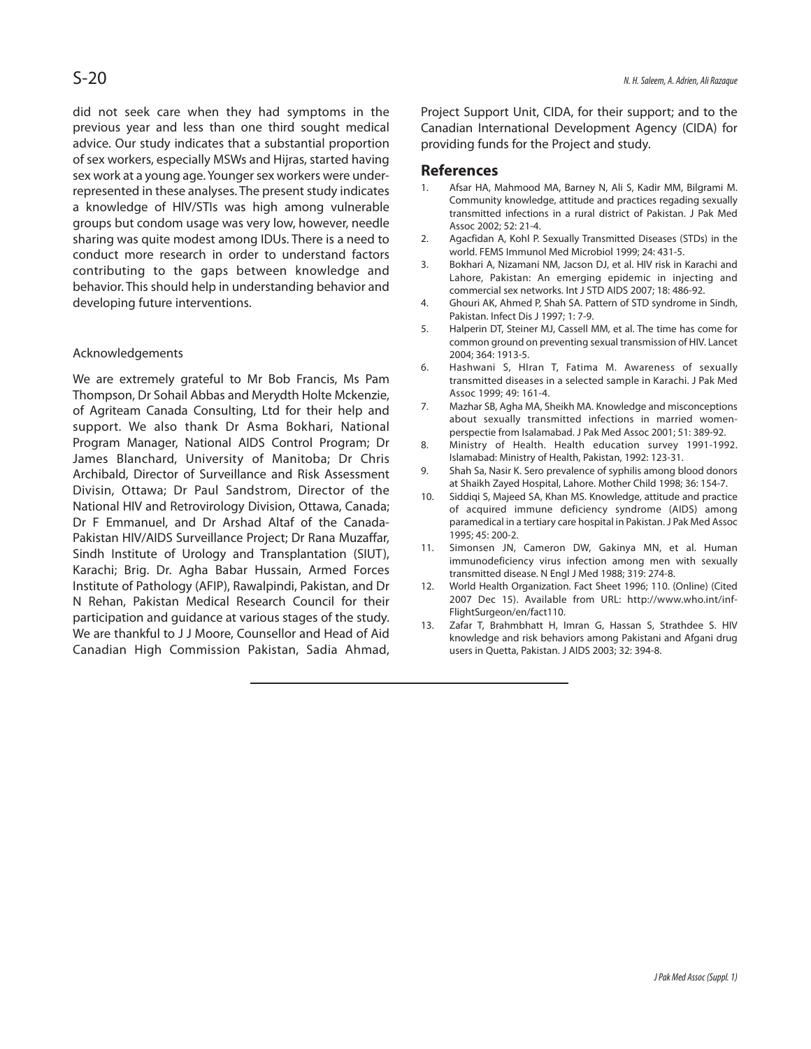did not seek care when they had symptoms in the previous year and less than one third sought medical advice. Our study indicates that a substantial proportion of sex workers, especially MSWs and Hijras, started having sex work at a young age. Younger sex workers were under-represented in these analyses. The present study indicates a knowledge of HIV/STIs was high among vulnerable groups but condom usage was very low, however, needle sharing was quite modest among IDUs. There is a need to conduct more research in order to understand factors contributing to the gaps between knowledge and behavior. This should help in understanding behavior and developing future interventions.

### Acknowledgements

We are extremely grateful to Mr Bob Francis, Ms Pam Thompson, Dr Sohail Abbas and Merydth Holte Mckenzie, of Agriteam Canada Consulting, Ltd for their help and support. We also thank Dr Asma Bokhari, National Program Manager, National AIDS Control Program; Dr James Blanchard, University of Manitoba; Dr Chris Archibald, Director of Surveillance and Risk Assessment Divisin, Ottawa; Dr Paul Sandstrom, Director of the National HIV and Retrovirology Division, Ottawa, Canada; Dr F Emmanuel, and Dr Arshad Altaf of the Canada-Pakistan HIV/AIDS Surveillance Project; Dr Rana Muzaffar, Sindh Institute of Urology and Transplantation (SIUT), Karachi; Brig. Dr. Agha Babar Hussain, Armed Forces Institute of Pathology (AFIP), Rawalpindi, Pakistan, and Dr N Rehan, Pakistan Medical Research Council for their participation and guidance at various stages of the study. We are thankful to J J Moore, Counsellor and Head of Aid Canadian High Commission Pakistan, Sadia Ahmad, Project Support Unit, CIDA, for their support; and to the Canadian International Development Agency (CIDA) for providing funds for the Project and study.

## References

1. Afsar HA, Mahmood MA, Barney N, Ali S, Kadir MM, Bilgrami M. Community knowledge, attitude and practices regading sexually transmitted infections in a rural district of Pakistan. J Pak Med Assoc 2002; 52: 21-4.
2. Agacfidan A, Kohl P. Sexually Transmitted Diseases (STDs) in the world. FEMS Immunol Med Microbiol 1999; 24: 431-5.
3. Bokhari A, Nizamani NM, Jacson DJ, et al. HIV risk in Karachi and Lahore, Pakistan: An emerging epidemic in injecting and commercial sex networks. Int J STD AIDS 2007; 18: 486-92.
4. Ghouri AK, Ahmed P, Shah SA. Pattern of STD syndrome in Sindh, Pakistan. Infect Dis J 1997; 1: 7-9.
5. Halperin DT, Steiner MJ, Cassell MM, et al. The time has come for common ground on preventing sexual transmission of HIV. Lancet 2004; 364: 1913-5.
6. Hashwani S, HIran T, Fatima M. Awareness of sexually transmitted diseases in a selected sample in Karachi. J Pak Med Assoc 1999; 49: 161-4.
7. Mazhar SB, Agha MA, Sheikh MA. Knowledge and misconceptions about sexually transmitted infections in married women-perspectie from Isalamabad. J Pak Med Assoc 2001; 51: 389-92.
8. Ministry of Health. Health education survey 1991-1992. Islamabad: Ministry of Health, Pakistan, 1992: 123-31.
9. Shah Sa, Nasir K. Sero prevalence of syphilis among blood donors at Shaikh Zayed Hospital, Lahore. Mother Child 1998; 36: 154-7.
10. Siddiqi S, Majeed SA, Khan MS. Knowledge, attitude and practice of acquired immune deficiency syndrome (AIDS) among paramedical in a tertiary care hospital in Pakistan. J Pak Med Assoc 1995; 45: 200-2.
11. Simonsen JN, Cameron DW, Gakinya MN, et al. Human immunodeficiency virus infection among men with sexually transmitted disease. N Engl J Med 1988; 319: 274-8.
12. World Health Organization. Fact Sheet 1996; 110. (Online) (Cited 2007 Dec 15). Available from URL: http://www.who.int/inf-FlightSurgeon/en/fact110.
13. Zafar T, Brahmbhatt H, Imran G, Hassan S, Strathdee S. HIV knowledge and risk behaviors among Pakistani and Afgani drug users in Quetta, Pakistan. J AIDS 2003; 32: 394-8.